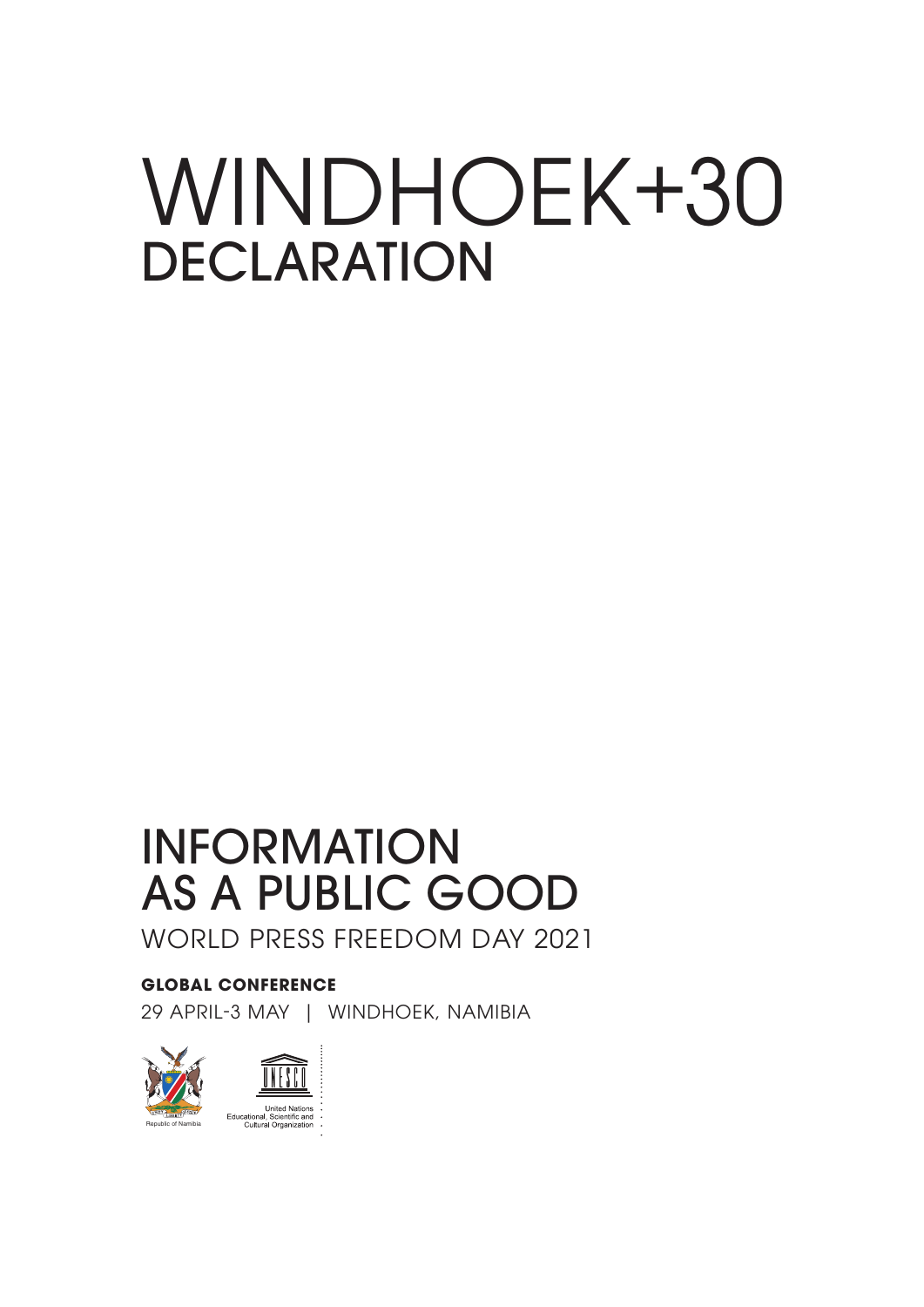# WINDHOEK+30
## DECLARATION

## INFORMATION AS A PUBLIC GOOD

WORLD PRESS FREEDOM DAY 2021

**GLOBAL CONFERENCE**

29 APRIL-3 MAY | WINDHOEK, NAMIBIA

Republic of Namibia

United Nations Educational, Scientific and Cultural Organization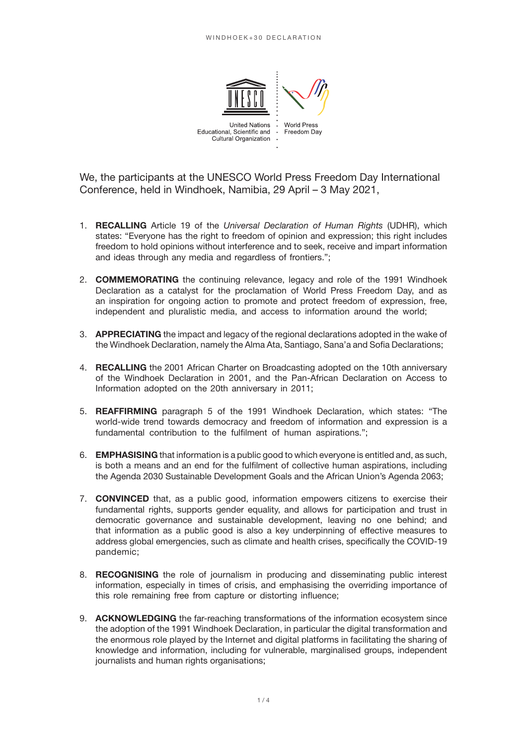We, the participants at the UNESCO World Press Freedom Day International Conference, held in Windhoek, Namibia, 29 April – 3 May 2021,

1. **RECALLING** Article 19 of the *Universal Declaration of Human Rights* (UDHR), which states: "Everyone has the right to freedom of opinion and expression; this right includes freedom to hold opinions without interference and to seek, receive and impart information and ideas through any media and regardless of frontiers.";

2. **COMMEMORATING** the continuing relevance, legacy and role of the 1991 Windhoek Declaration as a catalyst for the proclamation of World Press Freedom Day, and as an inspiration for ongoing action to promote and protect freedom of expression, free, independent and pluralistic media, and access to information around the world;

3. **APPRECIATING** the impact and legacy of the regional declarations adopted in the wake of the Windhoek Declaration, namely the Alma Ata, Santiago, Sana'a and Sofia Declarations;

4. **RECALLING** the 2001 African Charter on Broadcasting adopted on the 10th anniversary of the Windhoek Declaration in 2001, and the Pan-African Declaration on Access to Information adopted on the 20th anniversary in 2011;

5. **REAFFIRMING** paragraph 5 of the 1991 Windhoek Declaration, which states: "The world-wide trend towards democracy and freedom of information and expression is a fundamental contribution to the fulfilment of human aspirations.";

6. **EMPHASISING** that information is a public good to which everyone is entitled and, as such, is both a means and an end for the fulfilment of collective human aspirations, including the Agenda 2030 Sustainable Development Goals and the African Union's Agenda 2063;

7. **CONVINCED** that, as a public good, information empowers citizens to exercise their fundamental rights, supports gender equality, and allows for participation and trust in democratic governance and sustainable development, leaving no one behind; and that information as a public good is also a key underpinning of effective measures to address global emergencies, such as climate and health crises, specifically the COVID-19 pandemic;

8. **RECOGNISING** the role of journalism in producing and disseminating public interest information, especially in times of crisis, and emphasising the overriding importance of this role remaining free from capture or distorting influence;

9. **ACKNOWLEDGING** the far-reaching transformations of the information ecosystem since the adoption of the 1991 Windhoek Declaration, in particular the digital transformation and the enormous role played by the Internet and digital platforms in facilitating the sharing of knowledge and information, including for vulnerable, marginalised groups, independent journalists and human rights organisations;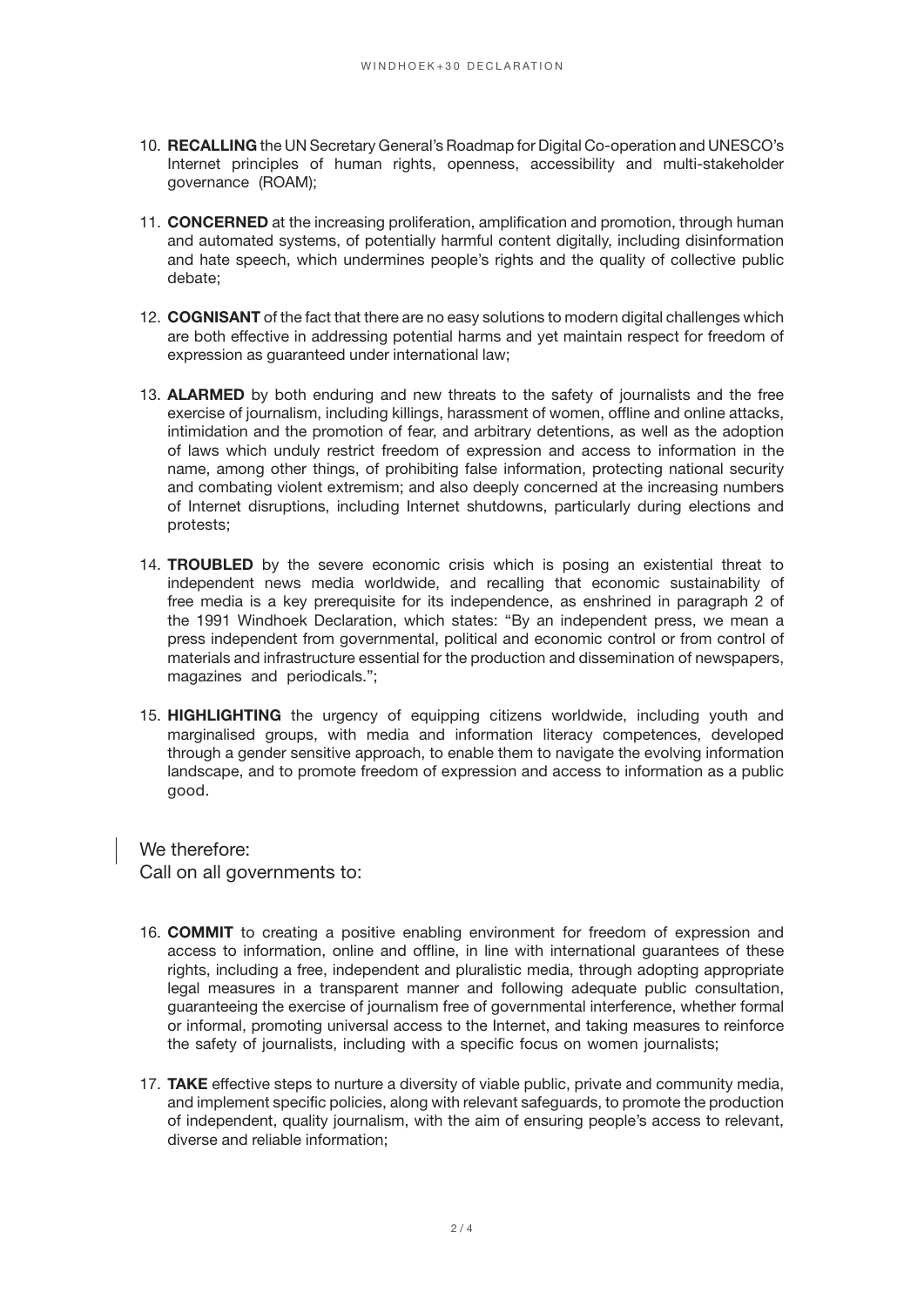10. **RECALLING** the UN Secretary General's Roadmap for Digital Co-operation and UNESCO's Internet principles of human rights, openness, accessibility and multi-stakeholder governance (ROAM);

11. **CONCERNED** at the increasing proliferation, amplification and promotion, through human and automated systems, of potentially harmful content digitally, including disinformation and hate speech, which undermines people's rights and the quality of collective public debate;

12. **COGNISANT** of the fact that there are no easy solutions to modern digital challenges which are both effective in addressing potential harms and yet maintain respect for freedom of expression as guaranteed under international law;

13. **ALARMED** by both enduring and new threats to the safety of journalists and the free exercise of journalism, including killings, harassment of women, offline and online attacks, intimidation and the promotion of fear, and arbitrary detentions, as well as the adoption of laws which unduly restrict freedom of expression and access to information in the name, among other things, of prohibiting false information, protecting national security and combating violent extremism; and also deeply concerned at the increasing numbers of Internet disruptions, including Internet shutdowns, particularly during elections and protests;

14. **TROUBLED** by the severe economic crisis which is posing an existential threat to independent news media worldwide, and recalling that economic sustainability of free media is a key prerequisite for its independence, as enshrined in paragraph 2 of the 1991 Windhoek Declaration, which states: "By an independent press, we mean a press independent from governmental, political and economic control or from control of materials and infrastructure essential for the production and dissemination of newspapers, magazines and periodicals.";

15. **HIGHLIGHTING** the urgency of equipping citizens worldwide, including youth and marginalised groups, with media and information literacy competences, developed through a gender sensitive approach, to enable them to navigate the evolving information landscape, and to promote freedom of expression and access to information as a public good.

We therefore:
Call on all governments to:

16. **COMMIT** to creating a positive enabling environment for freedom of expression and access to information, online and offline, in line with international guarantees of these rights, including a free, independent and pluralistic media, through adopting appropriate legal measures in a transparent manner and following adequate public consultation, guaranteeing the exercise of journalism free of governmental interference, whether formal or informal, promoting universal access to the Internet, and taking measures to reinforce the safety of journalists, including with a specific focus on women journalists;

17. **TAKE** effective steps to nurture a diversity of viable public, private and community media, and implement specific policies, along with relevant safeguards, to promote the production of independent, quality journalism, with the aim of ensuring people's access to relevant, diverse and reliable information;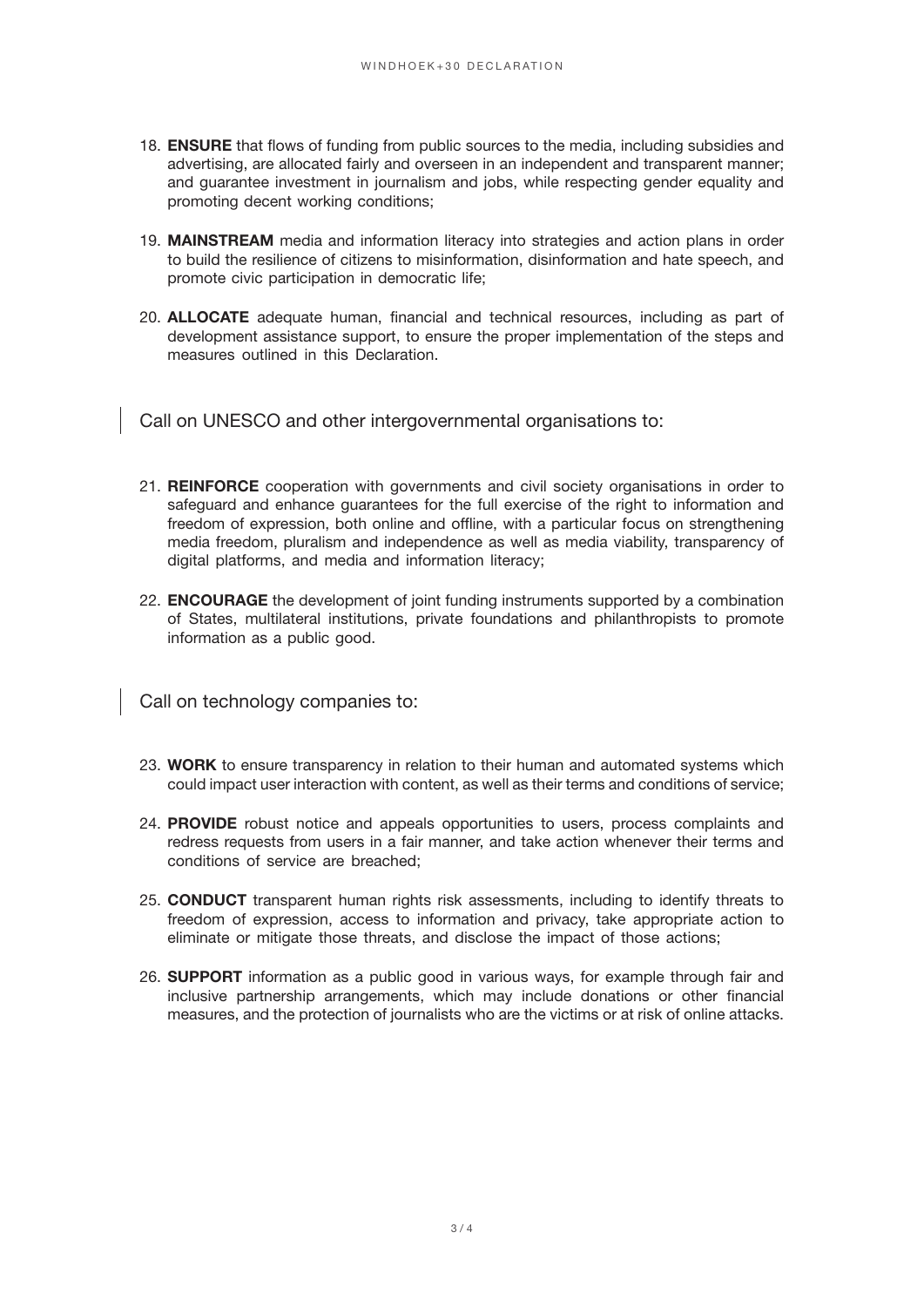18. **ENSURE** that flows of funding from public sources to the media, including subsidies and advertising, are allocated fairly and overseen in an independent and transparent manner; and guarantee investment in journalism and jobs, while respecting gender equality and promoting decent working conditions;

19. **MAINSTREAM** media and information literacy into strategies and action plans in order to build the resilience of citizens to misinformation, disinformation and hate speech, and promote civic participation in democratic life;

20. **ALLOCATE** adequate human, financial and technical resources, including as part of development assistance support, to ensure the proper implementation of the steps and measures outlined in this Declaration.

## Call on UNESCO and other intergovernmental organisations to:

21. **REINFORCE** cooperation with governments and civil society organisations in order to safeguard and enhance guarantees for the full exercise of the right to information and freedom of expression, both online and offline, with a particular focus on strengthening media freedom, pluralism and independence as well as media viability, transparency of digital platforms, and media and information literacy;

22. **ENCOURAGE** the development of joint funding instruments supported by a combination of States, multilateral institutions, private foundations and philanthropists to promote information as a public good.

## Call on technology companies to:

23. **WORK** to ensure transparency in relation to their human and automated systems which could impact user interaction with content, as well as their terms and conditions of service;

24. **PROVIDE** robust notice and appeals opportunities to users, process complaints and redress requests from users in a fair manner, and take action whenever their terms and conditions of service are breached;

25. **CONDUCT** transparent human rights risk assessments, including to identify threats to freedom of expression, access to information and privacy, take appropriate action to eliminate or mitigate those threats, and disclose the impact of those actions;

26. **SUPPORT** information as a public good in various ways, for example through fair and inclusive partnership arrangements, which may include donations or other financial measures, and the protection of journalists who are the victims or at risk of online attacks.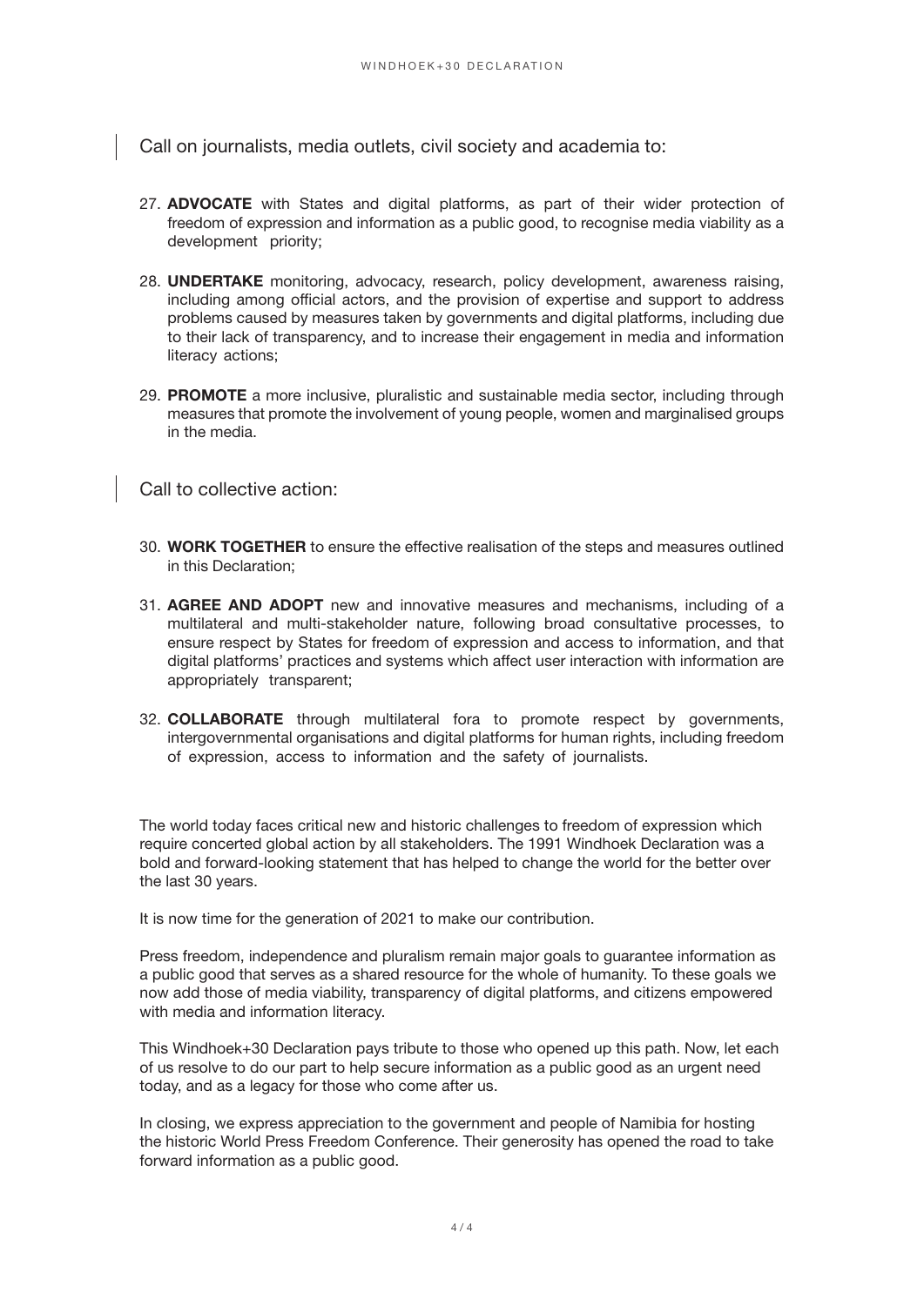Call on journalists, media outlets, civil society and academia to:

27. **ADVOCATE** with States and digital platforms, as part of their wider protection of freedom of expression and information as a public good, to recognise media viability as a development priority;

28. **UNDERTAKE** monitoring, advocacy, research, policy development, awareness raising, including among official actors, and the provision of expertise and support to address problems caused by measures taken by governments and digital platforms, including due to their lack of transparency, and to increase their engagement in media and information literacy actions;

29. **PROMOTE** a more inclusive, pluralistic and sustainable media sector, including through measures that promote the involvement of young people, women and marginalised groups in the media.

Call to collective action:

30. **WORK TOGETHER** to ensure the effective realisation of the steps and measures outlined in this Declaration;

31. **AGREE AND ADOPT** new and innovative measures and mechanisms, including of a multilateral and multi-stakeholder nature, following broad consultative processes, to ensure respect by States for freedom of expression and access to information, and that digital platforms' practices and systems which affect user interaction with information are appropriately transparent;

32. **COLLABORATE** through multilateral fora to promote respect by governments, intergovernmental organisations and digital platforms for human rights, including freedom of expression, access to information and the safety of journalists.

The world today faces critical new and historic challenges to freedom of expression which require concerted global action by all stakeholders. The 1991 Windhoek Declaration was a bold and forward-looking statement that has helped to change the world for the better over the last 30 years.

It is now time for the generation of 2021 to make our contribution.

Press freedom, independence and pluralism remain major goals to guarantee information as a public good that serves as a shared resource for the whole of humanity. To these goals we now add those of media viability, transparency of digital platforms, and citizens empowered with media and information literacy.

This Windhoek+30 Declaration pays tribute to those who opened up this path. Now, let each of us resolve to do our part to help secure information as a public good as an urgent need today, and as a legacy for those who come after us.

In closing, we express appreciation to the government and people of Namibia for hosting the historic World Press Freedom Conference. Their generosity has opened the road to take forward information as a public good.